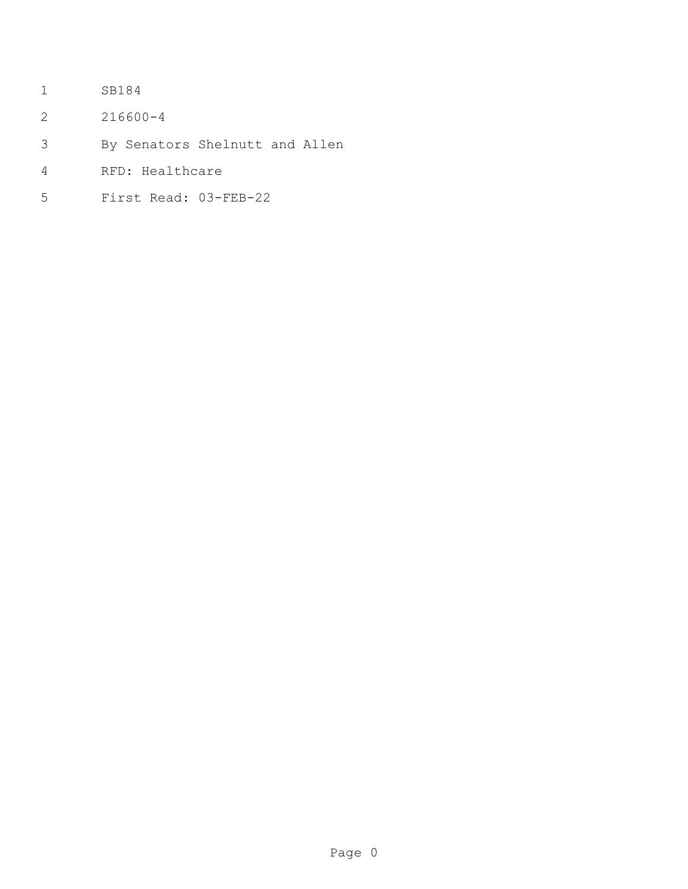SB184

216600-4

By Senators Shelnutt and Allen

RFD: Healthcare

First Read: 03-FEB-22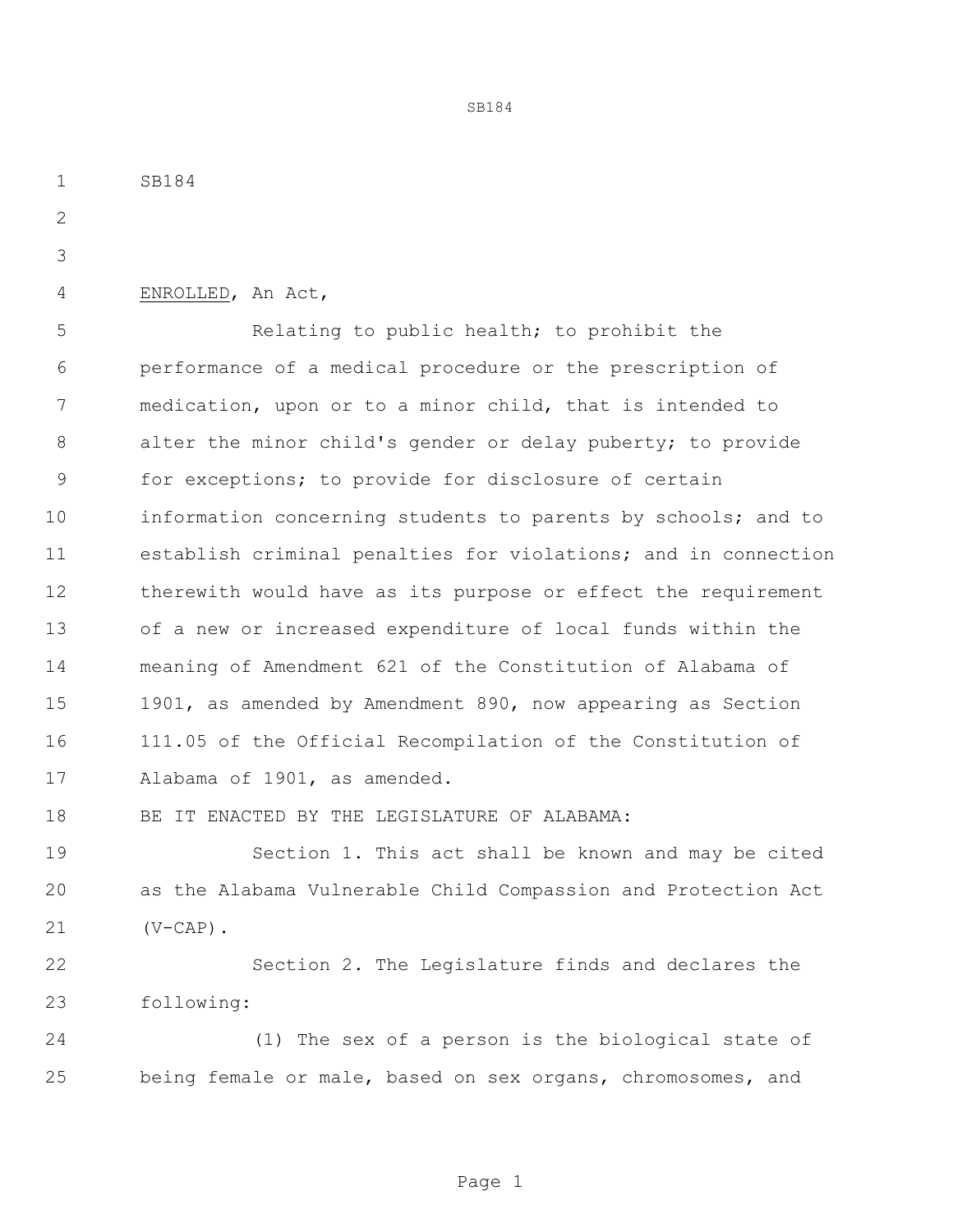SB184

ENROLLED, An Act,

Relating to public health; to prohibit the performance of a medical procedure or the prescription of medication, upon or to a minor child, that is intended to alter the minor child's gender or delay puberty; to provide for exceptions; to provide for disclosure of certain information concerning students to parents by schools; and to establish criminal penalties for violations; and in connection therewith would have as its purpose or effect the requirement of a new or increased expenditure of local funds within the meaning of Amendment 621 of the Constitution of Alabama of 1901, as amended by Amendment 890, now appearing as Section 111.05 of the Official Recompilation of the Constitution of Alabama of 1901, as amended.

BE IT ENACTED BY THE LEGISLATURE OF ALABAMA:

Section 1. This act shall be known and may be cited as the Alabama Vulnerable Child Compassion and Protection Act (V-CAP).

Section 2. The Legislature finds and declares the following:

(1) The sex of a person is the biological state of being female or male, based on sex organs, chromosomes, and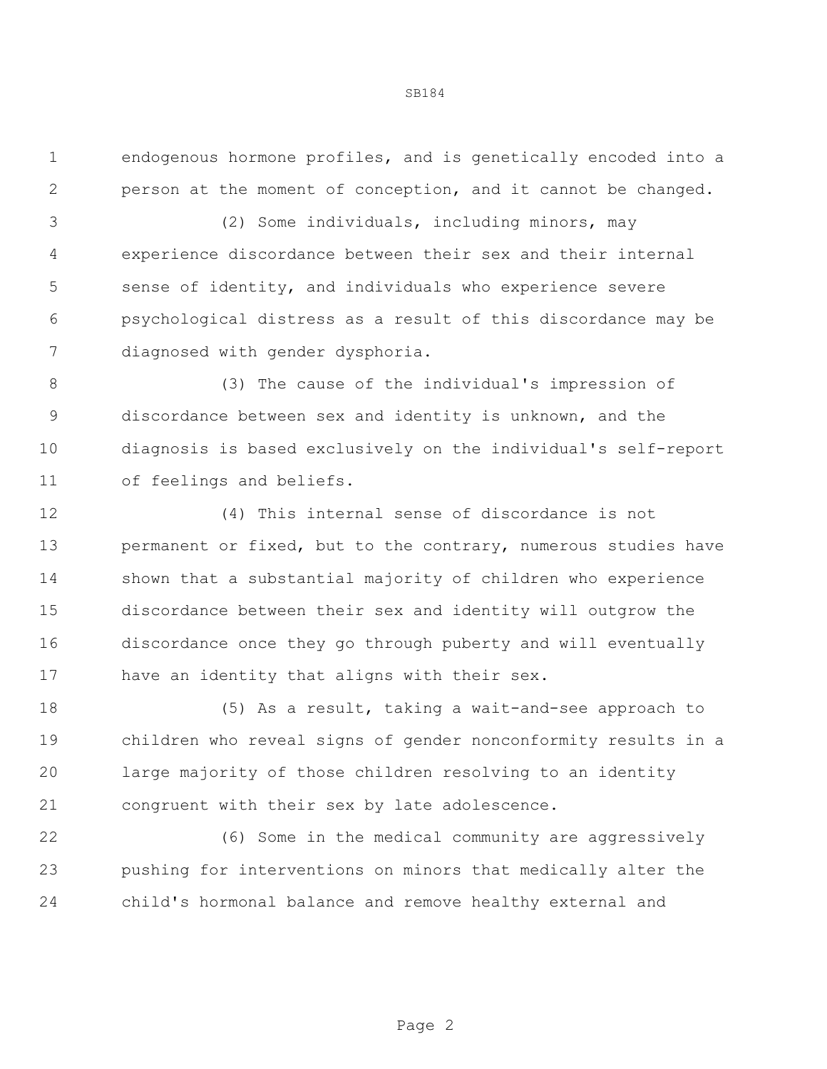endogenous hormone profiles, and is genetically encoded into a person at the moment of conception, and it cannot be changed.

(2) Some individuals, including minors, may experience discordance between their sex and their internal sense of identity, and individuals who experience severe psychological distress as a result of this discordance may be diagnosed with gender dysphoria.

(3) The cause of the individual's impression of discordance between sex and identity is unknown, and the diagnosis is based exclusively on the individual's self-report of feelings and beliefs.

(4) This internal sense of discordance is not permanent or fixed, but to the contrary, numerous studies have shown that a substantial majority of children who experience discordance between their sex and identity will outgrow the discordance once they go through puberty and will eventually have an identity that aligns with their sex.

(5) As a result, taking a wait-and-see approach to children who reveal signs of gender nonconformity results in a large majority of those children resolving to an identity congruent with their sex by late adolescence.

(6) Some in the medical community are aggressively pushing for interventions on minors that medically alter the child's hormonal balance and remove healthy external and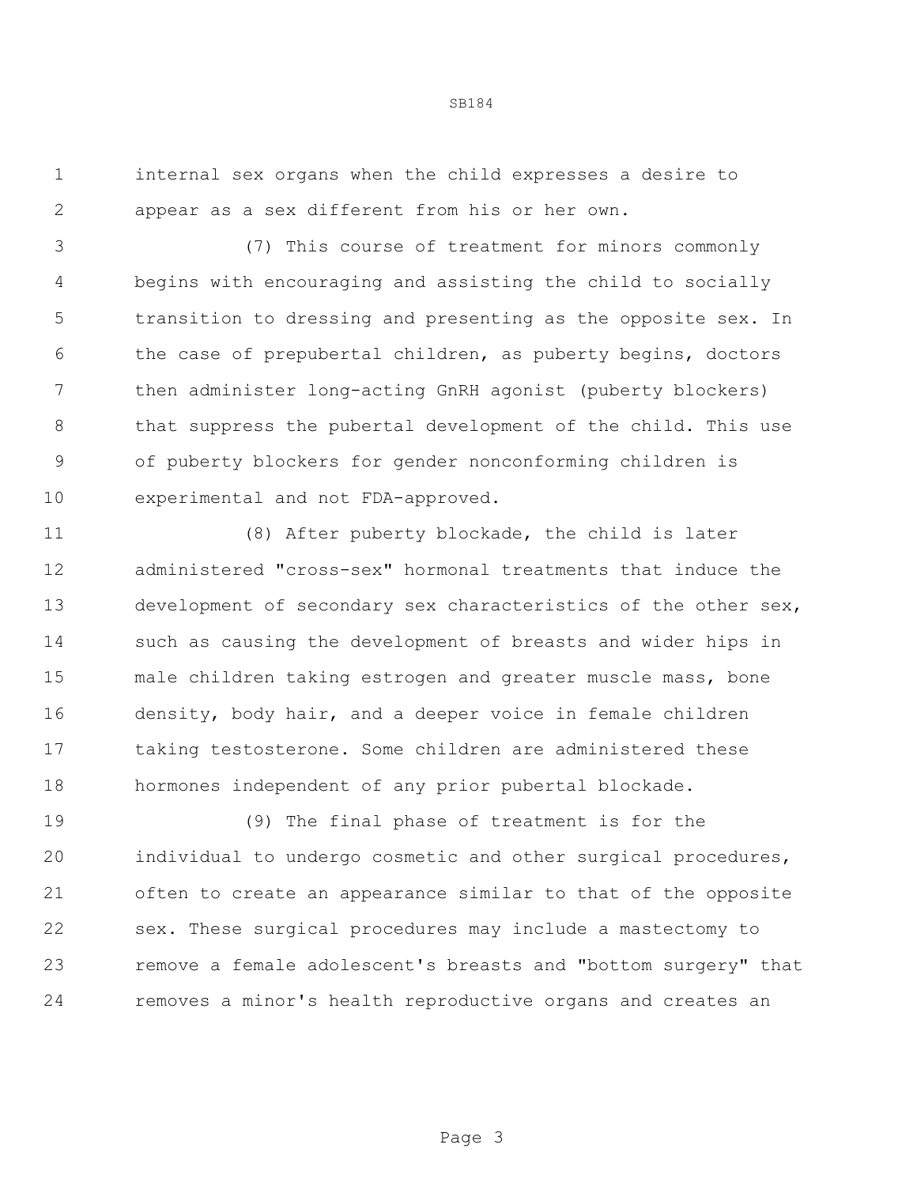internal sex organs when the child expresses a desire to appear as a sex different from his or her own.

(7) This course of treatment for minors commonly begins with encouraging and assisting the child to socially transition to dressing and presenting as the opposite sex. In the case of prepubertal children, as puberty begins, doctors then administer long-acting GnRH agonist (puberty blockers) that suppress the pubertal development of the child. This use of puberty blockers for gender nonconforming children is experimental and not FDA-approved.

(8) After puberty blockade, the child is later administered "cross-sex" hormonal treatments that induce the development of secondary sex characteristics of the other sex, such as causing the development of breasts and wider hips in male children taking estrogen and greater muscle mass, bone density, body hair, and a deeper voice in female children taking testosterone. Some children are administered these hormones independent of any prior pubertal blockade.

(9) The final phase of treatment is for the individual to undergo cosmetic and other surgical procedures, often to create an appearance similar to that of the opposite sex. These surgical procedures may include a mastectomy to remove a female adolescent's breasts and "bottom surgery" that removes a minor's health reproductive organs and creates an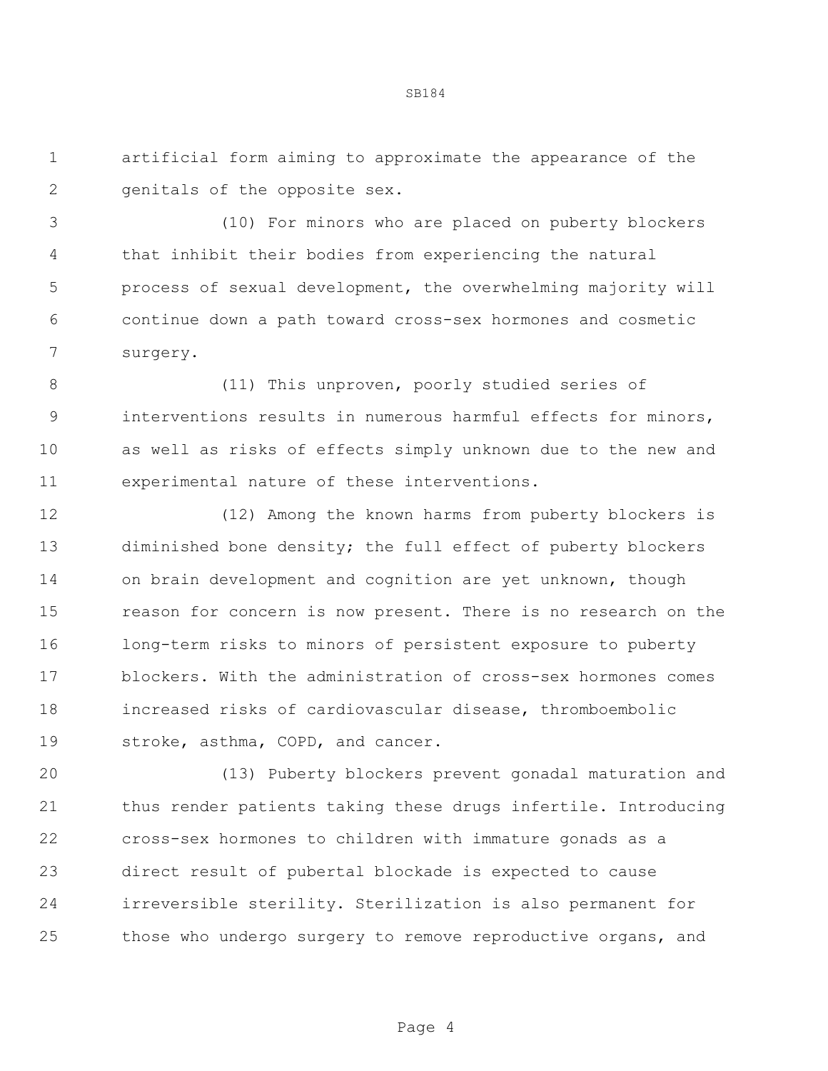artificial form aiming to approximate the appearance of the genitals of the opposite sex.

(10) For minors who are placed on puberty blockers that inhibit their bodies from experiencing the natural process of sexual development, the overwhelming majority will continue down a path toward cross-sex hormones and cosmetic surgery.

(11) This unproven, poorly studied series of interventions results in numerous harmful effects for minors, as well as risks of effects simply unknown due to the new and experimental nature of these interventions.

(12) Among the known harms from puberty blockers is diminished bone density; the full effect of puberty blockers on brain development and cognition are yet unknown, though reason for concern is now present. There is no research on the long-term risks to minors of persistent exposure to puberty blockers. With the administration of cross-sex hormones comes increased risks of cardiovascular disease, thromboembolic stroke, asthma, COPD, and cancer.

(13) Puberty blockers prevent gonadal maturation and thus render patients taking these drugs infertile. Introducing cross-sex hormones to children with immature gonads as a direct result of pubertal blockade is expected to cause irreversible sterility. Sterilization is also permanent for those who undergo surgery to remove reproductive organs, and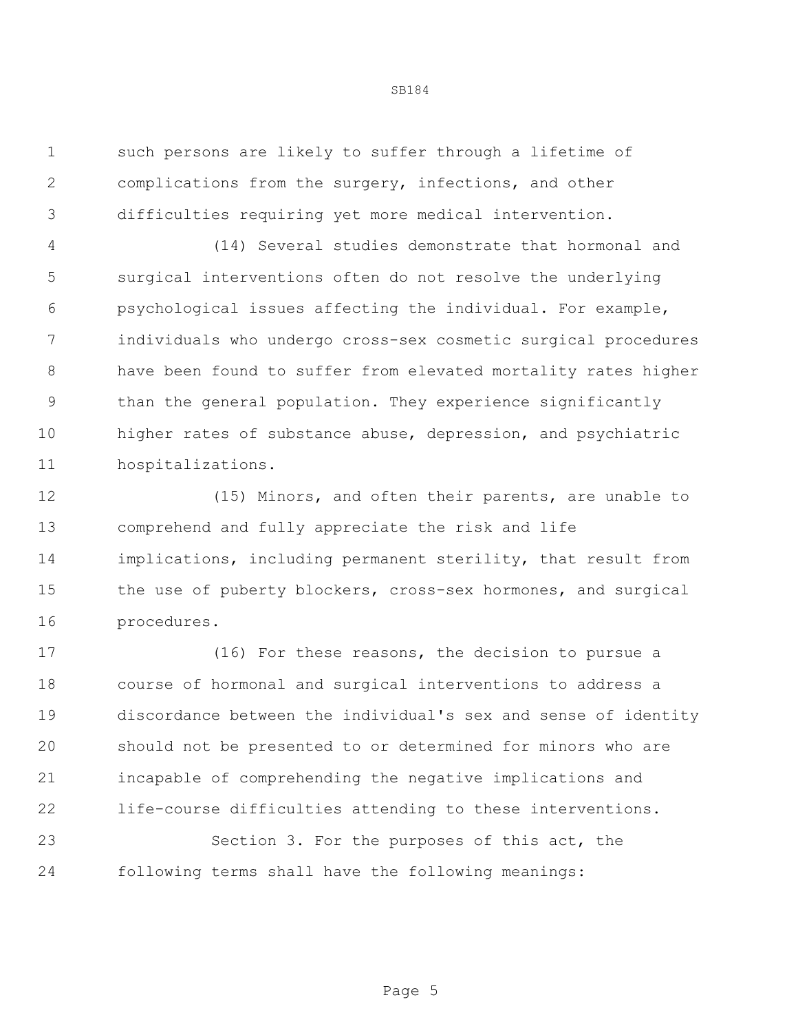such persons are likely to suffer through a lifetime of complications from the surgery, infections, and other difficulties requiring yet more medical intervention.

(14) Several studies demonstrate that hormonal and surgical interventions often do not resolve the underlying psychological issues affecting the individual. For example, individuals who undergo cross-sex cosmetic surgical procedures have been found to suffer from elevated mortality rates higher than the general population. They experience significantly higher rates of substance abuse, depression, and psychiatric hospitalizations.

(15) Minors, and often their parents, are unable to comprehend and fully appreciate the risk and life implications, including permanent sterility, that result from the use of puberty blockers, cross-sex hormones, and surgical procedures.

(16) For these reasons, the decision to pursue a course of hormonal and surgical interventions to address a discordance between the individual's sex and sense of identity should not be presented to or determined for minors who are incapable of comprehending the negative implications and life-course difficulties attending to these interventions.

Section 3. For the purposes of this act, the following terms shall have the following meanings: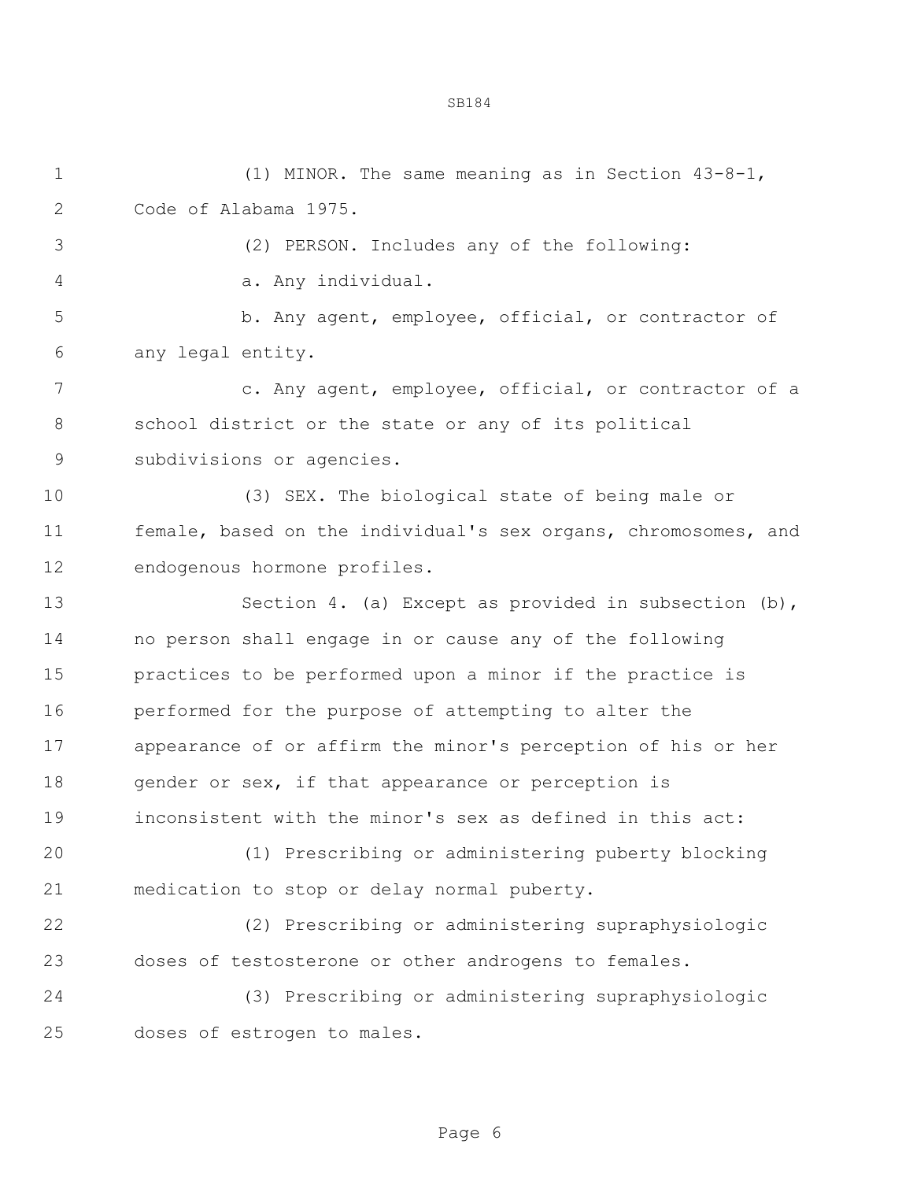(1) MINOR. The same meaning as in Section 43-8-1, Code of Alabama 1975.

(2) PERSON. Includes any of the following:

a. Any individual.

b. Any agent, employee, official, or contractor of any legal entity.

c. Any agent, employee, official, or contractor of a school district or the state or any of its political subdivisions or agencies.

(3) SEX. The biological state of being male or female, based on the individual's sex organs, chromosomes, and endogenous hormone profiles.

Section 4. (a) Except as provided in subsection (b), no person shall engage in or cause any of the following practices to be performed upon a minor if the practice is performed for the purpose of attempting to alter the appearance of or affirm the minor's perception of his or her gender or sex, if that appearance or perception is inconsistent with the minor's sex as defined in this act:

(1) Prescribing or administering puberty blocking medication to stop or delay normal puberty.

(2) Prescribing or administering supraphysiologic doses of testosterone or other androgens to females.

(3) Prescribing or administering supraphysiologic doses of estrogen to males.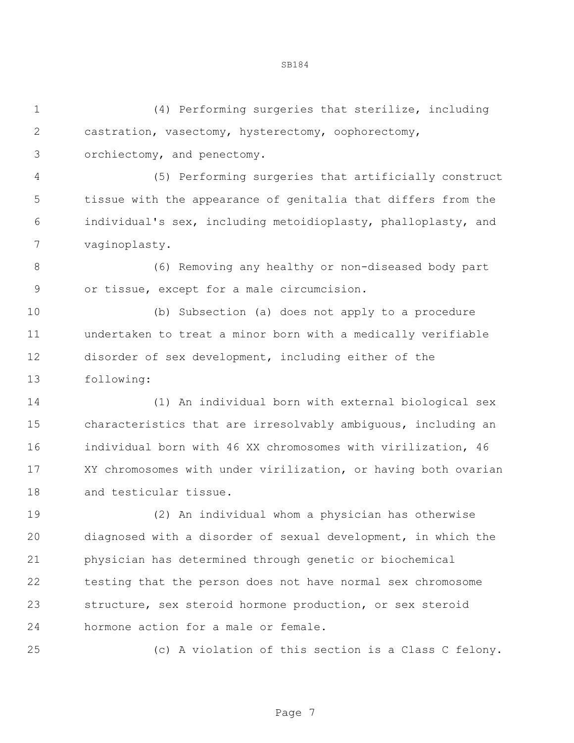(4) Performing surgeries that sterilize, including castration, vasectomy, hysterectomy, oophorectomy, orchiectomy, and penectomy.

(5) Performing surgeries that artificially construct tissue with the appearance of genitalia that differs from the individual's sex, including metoidioplasty, phalloplasty, and vaginoplasty.

(6) Removing any healthy or non-diseased body part or tissue, except for a male circumcision.

(b) Subsection (a) does not apply to a procedure undertaken to treat a minor born with a medically verifiable disorder of sex development, including either of the following:

(1) An individual born with external biological sex characteristics that are irresolvably ambiguous, including an individual born with 46 XX chromosomes with virilization, 46 XY chromosomes with under virilization, or having both ovarian and testicular tissue.

(2) An individual whom a physician has otherwise diagnosed with a disorder of sexual development, in which the physician has determined through genetic or biochemical testing that the person does not have normal sex chromosome structure, sex steroid hormone production, or sex steroid hormone action for a male or female.

(c) A violation of this section is a Class C felony.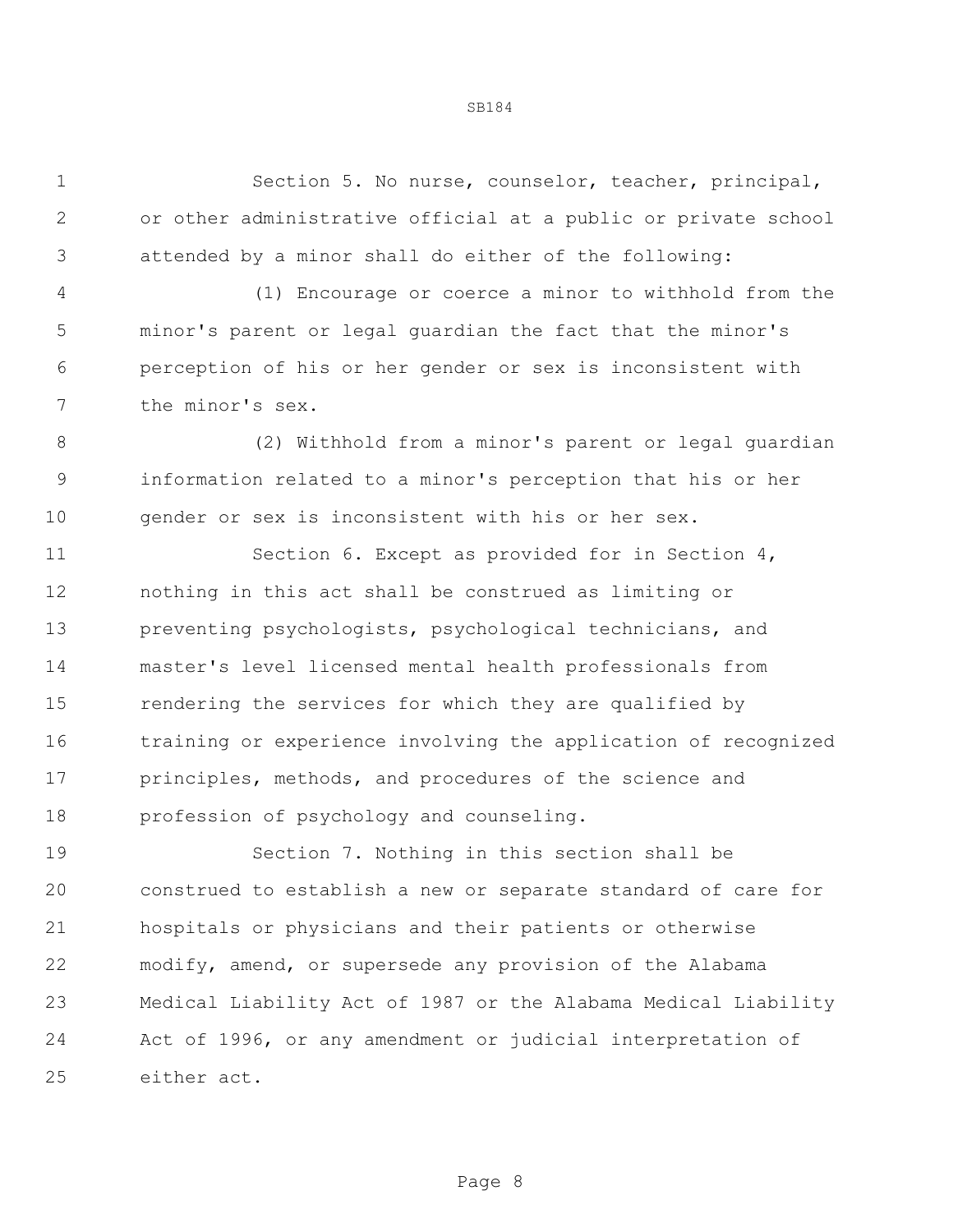Section 5. No nurse, counselor, teacher, principal, or other administrative official at a public or private school attended by a minor shall do either of the following:

(1) Encourage or coerce a minor to withhold from the minor's parent or legal guardian the fact that the minor's perception of his or her gender or sex is inconsistent with the minor's sex.

(2) Withhold from a minor's parent or legal guardian information related to a minor's perception that his or her gender or sex is inconsistent with his or her sex.

Section 6. Except as provided for in Section 4, nothing in this act shall be construed as limiting or preventing psychologists, psychological technicians, and master's level licensed mental health professionals from rendering the services for which they are qualified by training or experience involving the application of recognized principles, methods, and procedures of the science and profession of psychology and counseling.

Section 7. Nothing in this section shall be construed to establish a new or separate standard of care for hospitals or physicians and their patients or otherwise modify, amend, or supersede any provision of the Alabama Medical Liability Act of 1987 or the Alabama Medical Liability Act of 1996, or any amendment or judicial interpretation of either act.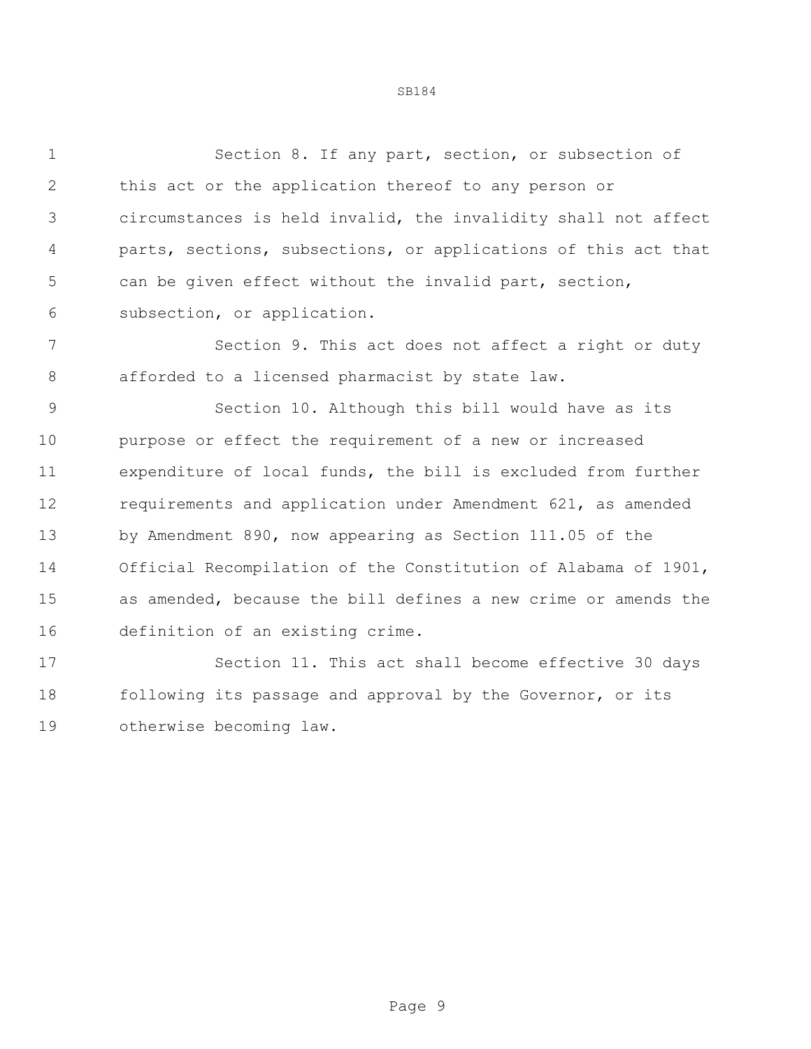Section 8. If any part, section, or subsection of this act or the application thereof to any person or circumstances is held invalid, the invalidity shall not affect parts, sections, subsections, or applications of this act that can be given effect without the invalid part, section, subsection, or application.

Section 9. This act does not affect a right or duty afforded to a licensed pharmacist by state law.

Section 10. Although this bill would have as its purpose or effect the requirement of a new or increased expenditure of local funds, the bill is excluded from further requirements and application under Amendment 621, as amended by Amendment 890, now appearing as Section 111.05 of the Official Recompilation of the Constitution of Alabama of 1901, as amended, because the bill defines a new crime or amends the definition of an existing crime.

Section 11. This act shall become effective 30 days following its passage and approval by the Governor, or its otherwise becoming law.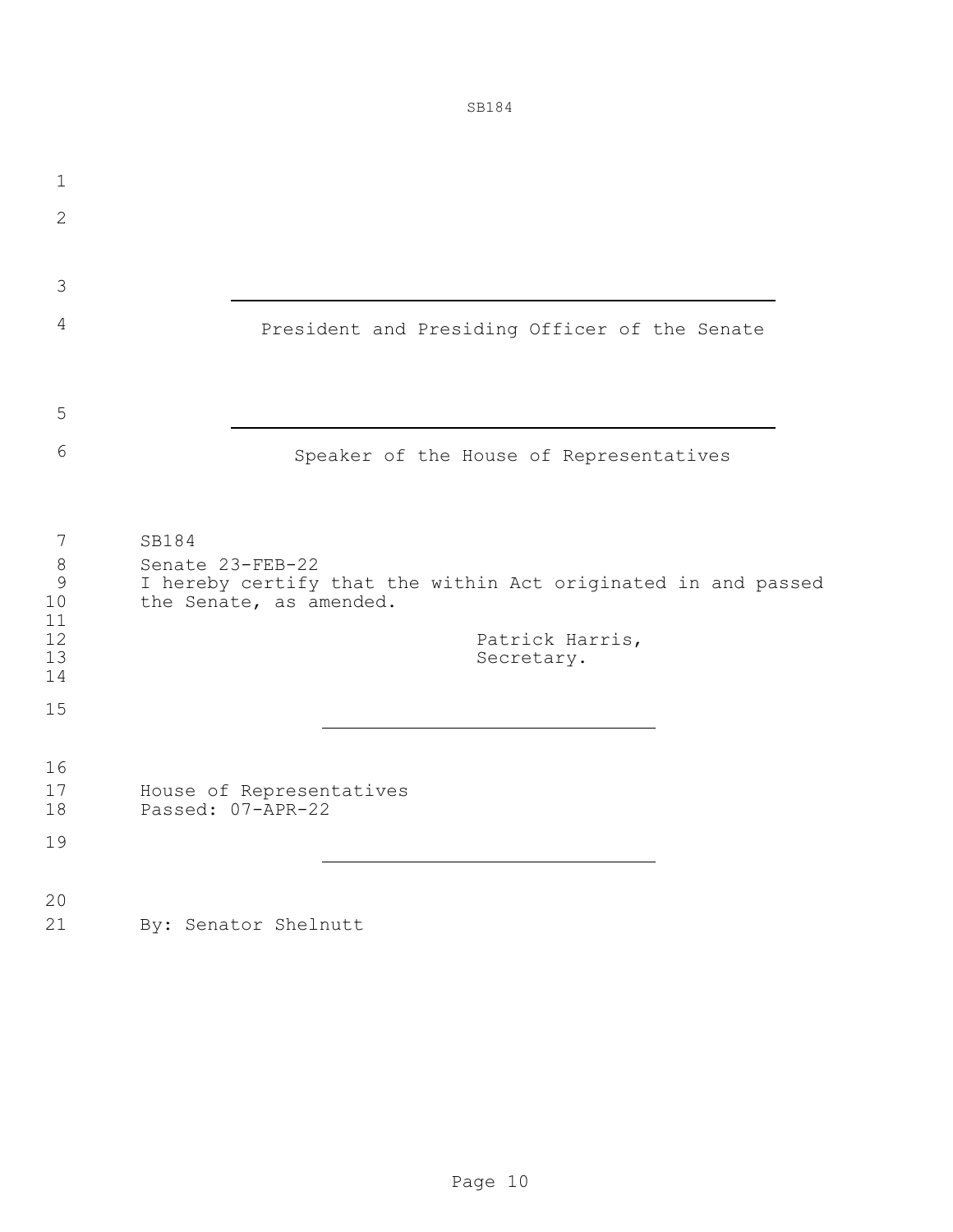\_\_\_\_\_\_\_\_\_\_\_\_\_\_\_\_\_\_\_\_\_\_\_\_\_\_\_\_\_\_\_\_\_\_\_\_\_\_\_\_

President and Presiding Officer of the Senate

\_\_\_\_\_\_\_\_\_\_\_\_\_\_\_\_\_\_\_\_\_\_\_\_\_\_\_\_\_\_\_\_\_\_\_\_\_\_\_\_

Speaker of the House of Representatives

SB184

Senate 23-FEB-22

I hereby certify that the within Act originated in and passed the Senate, as amended.

Patrick Harris,
Secretary.

\_\_\_\_\_\_\_\_\_\_\_\_\_\_\_\_\_\_\_\_\_\_\_\_\_\_\_\_\_\_\_\_

House of Representatives

Passed: 07-APR-22

\_\_\_\_\_\_\_\_\_\_\_\_\_\_\_\_\_\_\_\_\_\_\_\_\_\_\_\_\_\_\_\_

By: Senator Shelnutt